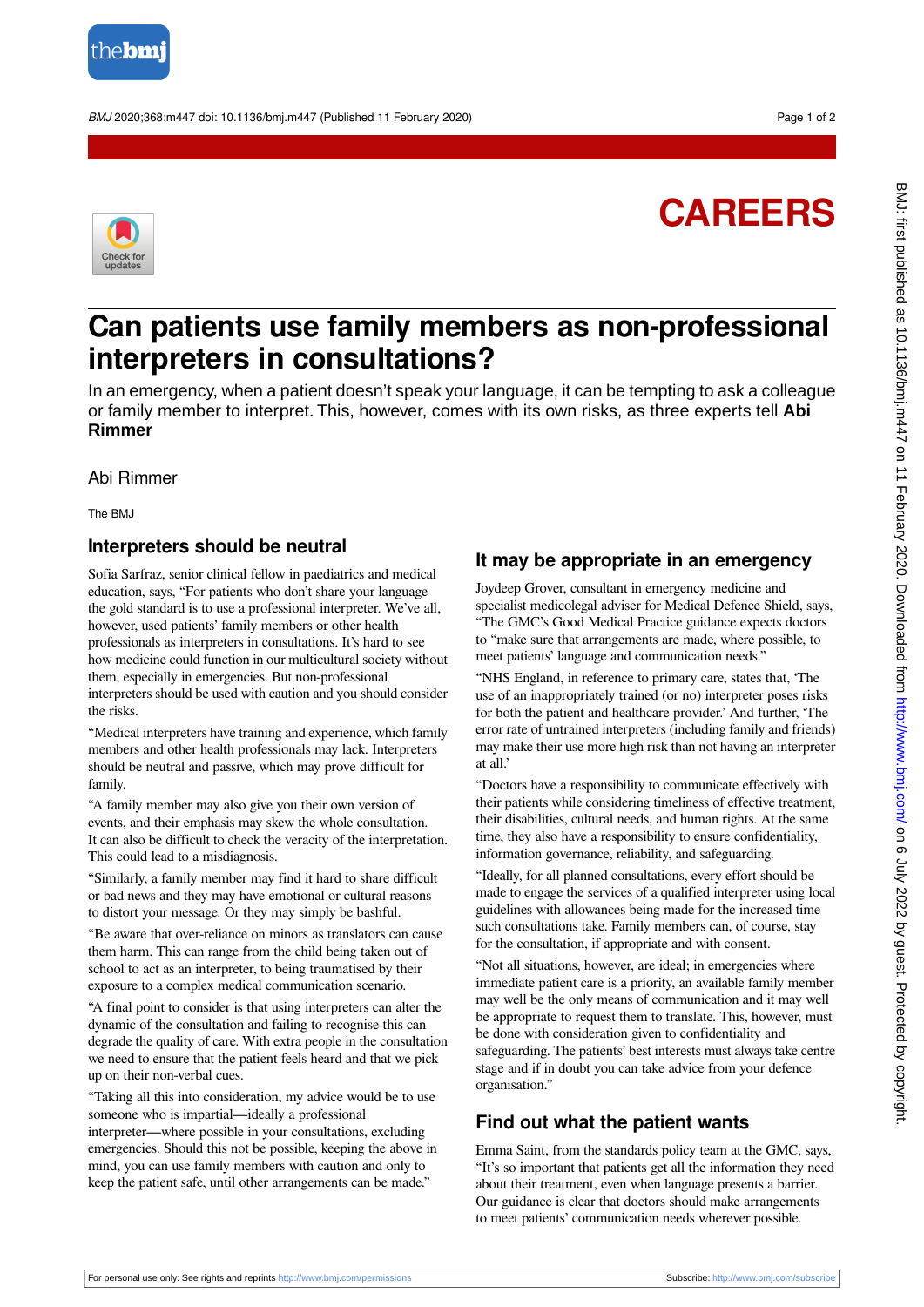CAREERS

# Can patients use family members as non-professional interpreters in consultations?

In an emergency, when a patient doesn't speak your language, it can be tempting to ask a colleague or family member to interpret. This, however, comes with its own risks, as three experts tell **Abi Rimmer**

Abi Rimmer

The BMJ

## Interpreters should be neutral

Sofia Sarfraz, senior clinical fellow in paediatrics and medical education, says, "For patients who don't share your language the gold standard is to use a professional interpreter. We've all, however, used patients' family members or other health professionals as interpreters in consultations. It's hard to see how medicine could function in our multicultural society without them, especially in emergencies. But non-professional interpreters should be used with caution and you should consider the risks.

"Medical interpreters have training and experience, which family members and other health professionals may lack. Interpreters should be neutral and passive, which may prove difficult for family.

"A family member may also give you their own version of events, and their emphasis may skew the whole consultation. It can also be difficult to check the veracity of the interpretation. This could lead to a misdiagnosis.

"Similarly, a family member may find it hard to share difficult or bad news and they may have emotional or cultural reasons to distort your message. Or they may simply be bashful.

"Be aware that over-reliance on minors as translators can cause them harm. This can range from the child being taken out of school to act as an interpreter, to being traumatised by their exposure to a complex medical communication scenario.

"A final point to consider is that using interpreters can alter the dynamic of the consultation and failing to recognise this can degrade the quality of care. With extra people in the consultation we need to ensure that the patient feels heard and that we pick up on their non-verbal cues.

"Taking all this into consideration, my advice would be to use someone who is impartial—ideally a professional interpreter—where possible in your consultations, excluding emergencies. Should this not be possible, keeping the above in mind, you can use family members with caution and only to keep the patient safe, until other arrangements can be made."

## It may be appropriate in an emergency

Joydeep Grover, consultant in emergency medicine and specialist medicolegal adviser for Medical Defence Shield, says, "The GMC's Good Medical Practice guidance expects doctors to "make sure that arrangements are made, where possible, to meet patients' language and communication needs."

"NHS England, in reference to primary care, states that, 'The use of an inappropriately trained (or no) interpreter poses risks for both the patient and healthcare provider.' And further, 'The error rate of untrained interpreters (including family and friends) may make their use more high risk than not having an interpreter at all.'

"Doctors have a responsibility to communicate effectively with their patients while considering timeliness of effective treatment, their disabilities, cultural needs, and human rights. At the same time, they also have a responsibility to ensure confidentiality, information governance, reliability, and safeguarding.

"Ideally, for all planned consultations, every effort should be made to engage the services of a qualified interpreter using local guidelines with allowances being made for the increased time such consultations take. Family members can, of course, stay for the consultation, if appropriate and with consent.

"Not all situations, however, are ideal; in emergencies where immediate patient care is a priority, an available family member may well be the only means of communication and it may well be appropriate to request them to translate. This, however, must be done with consideration given to confidentiality and safeguarding. The patients' best interests must always take centre stage and if in doubt you can take advice from your defence organisation."

## Find out what the patient wants

Emma Saint, from the standards policy team at the GMC, says, "It's so important that patients get all the information they need about their treatment, even when language presents a barrier. Our guidance is clear that doctors should make arrangements to meet patients' communication needs wherever possible.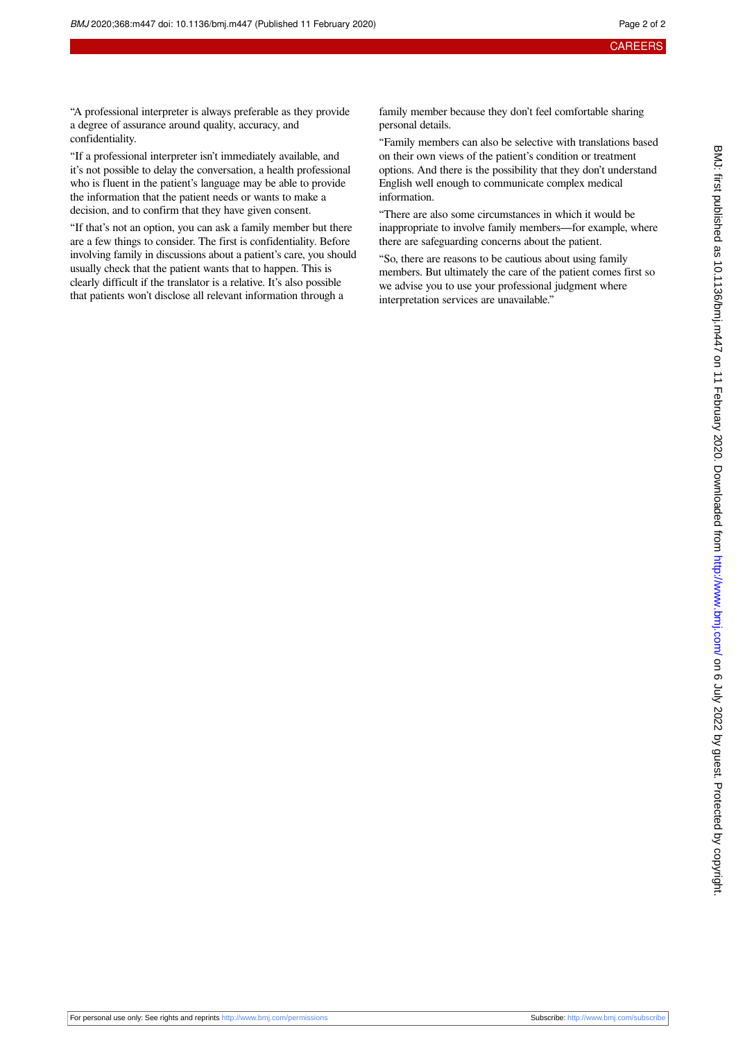"A professional interpreter is always preferable as they provide a degree of assurance around quality, accuracy, and confidentiality.

"If a professional interpreter isn't immediately available, and it's not possible to delay the conversation, a health professional who is fluent in the patient's language may be able to provide the information that the patient needs or wants to make a decision, and to confirm that they have given consent.

"If that's not an option, you can ask a family member but there are a few things to consider. The first is confidentiality. Before involving family in discussions about a patient's care, you should usually check that the patient wants that to happen. This is clearly difficult if the translator is a relative. It's also possible that patients won't disclose all relevant information through a family member because they don't feel comfortable sharing personal details.

"Family members can also be selective with translations based on their own views of the patient's condition or treatment options. And there is the possibility that they don't understand English well enough to communicate complex medical information.

"There are also some circumstances in which it would be inappropriate to involve family members—for example, where there are safeguarding concerns about the patient.

"So, there are reasons to be cautious about using family members. But ultimately the care of the patient comes first so we advise you to use your professional judgment where interpretation services are unavailable."